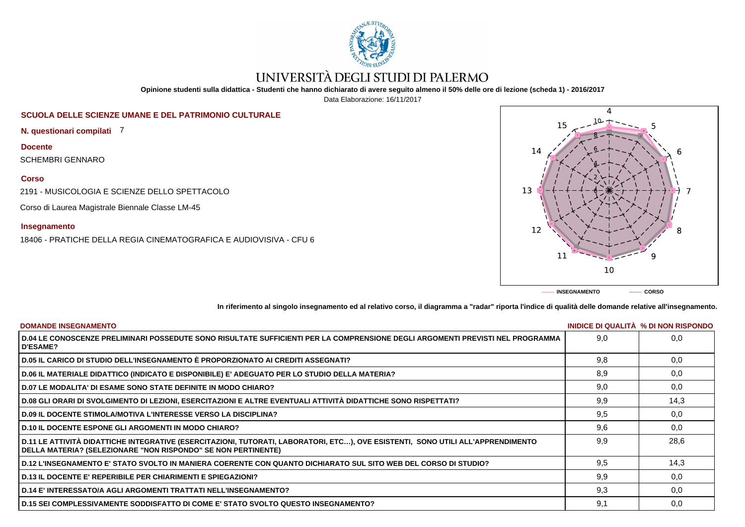# UNIVERSITÀ DEGLI STUDI DI PALERMO

**Opinione studenti sulla didattica - Studenti che hanno dichiarato di avere seguito almeno il 50% delle ore di lezione (scheda 1) - 2016/2017**

Data Elaborazione: 16/11/2017

**SCUOLA DELLE SCIENZE UMANE E DEL PATRIMONIO CULTURALE**

**N. questionari compilati** 7

**Docente**

SCHEMBRI GENNARO

**Corso**

2191 - MUSICOLOGIA E SCIENZE DELLO SPETTACOLO

Corso di Laurea Magistrale Biennale Classe LM-45

**Insegnamento**

18406 - PRATICHE DELLA REGIA CINEMATOGRAFICA E AUDIOVISIVA - CFU 6

------- **INSEGNAMENTO** ------- **CORSO**

**In riferimento al singolo insegnamento ed al relativo corso, il diagramma a "radar" riporta l'indice di qualità delle domande relative all'insegnamento.**

| DOMANDE INSEGNAMENTO | INIDICE DI QUALITÀ | % DI NON RISPONDO |
|---|---|---|
| D.04 LE CONOSCENZE PRELIMINARI POSSEDUTE SONO RISULTATE SUFFICIENTI PER LA COMPRENSIONE DEGLI ARGOMENTI PREVISTI NEL PROGRAMMA D'ESAME? | 9,0 | 0,0 |
| D.05 IL CARICO DI STUDIO DELL'INSEGNAMENTO È PROPORZIONATO AI CREDITI ASSEGNATI? | 9,8 | 0,0 |
| D.06 IL MATERIALE DIDATTICO (INDICATO E DISPONIBILE) E' ADEGUATO PER LO STUDIO DELLA MATERIA? | 8,9 | 0,0 |
| D.07 LE MODALITA' DI ESAME SONO STATE DEFINITE IN MODO CHIARO? | 9,0 | 0,0 |
| D.08 GLI ORARI DI SVOLGIMENTO DI LEZIONI, ESERCITAZIONI E ALTRE EVENTUALI ATTIVITÀ DIDATTICHE SONO RISPETTATI? | 9,9 | 14,3 |
| D.09 IL DOCENTE STIMOLA/MOTIVA L'INTERESSE VERSO LA DISCIPLINA? | 9,5 | 0,0 |
| D.10 IL DOCENTE ESPONE GLI ARGOMENTI IN MODO CHIARO? | 9,6 | 0,0 |
| D.11 LE ATTIVITÀ DIDATTICHE INTEGRATIVE (ESERCITAZIONI, TUTORATI, LABORATORI, ETC…), OVE ESISTENTI, SONO UTILI ALL'APPRENDIMENTO DELLA MATERIA? (SELEZIONARE "NON RISPONDO" SE NON PERTINENTE) | 9,9 | 28,6 |
| D.12 L'INSEGNAMENTO E' STATO SVOLTO IN MANIERA COERENTE CON QUANTO DICHIARATO SUL SITO WEB DEL CORSO DI STUDIO? | 9,5 | 14,3 |
| D.13 IL DOCENTE E' REPERIBILE PER CHIARIMENTI E SPIEGAZIONI? | 9,9 | 0,0 |
| D.14 E' INTERESSATO/A AGLI ARGOMENTI TRATTATI NELL'INSEGNAMENTO? | 9,3 | 0,0 |
| D.15 SEI COMPLESSIVAMENTE SODDISFATTO DI COME E' STATO SVOLTO QUESTO INSEGNAMENTO? | 9,1 | 0,0 |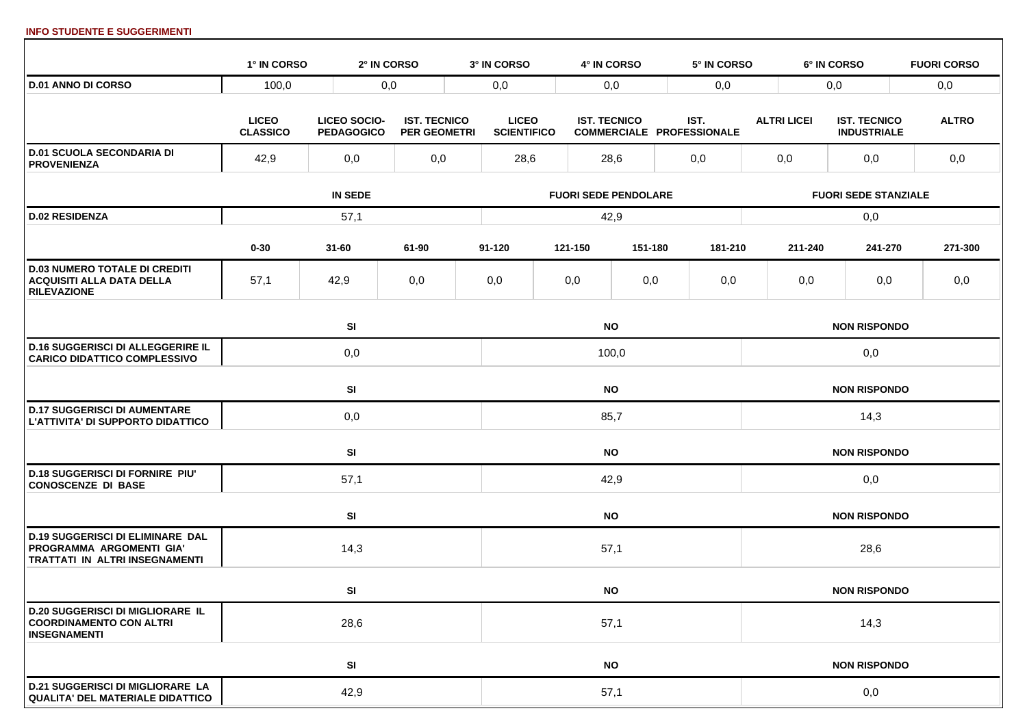**INFO STUDENTE E SUGGERIMENTI**

| | 1° IN CORSO | 2° IN CORSO | 3° IN CORSO | 4° IN CORSO | 5° IN CORSO | 6° IN CORSO | FUORI CORSO |
|---|---|---|---|---|---|---|---|
| **D.01 ANNO DI CORSO** | 100,0 | 0,0 | 0,0 | 0,0 | 0,0 | 0,0 | 0,0 |

| | LICEO CLASSICO | LICEO SOCIO-PEDAGOGICO | IST. TECNICO PER GEOMETRI | LICEO SCIENTIFICO | IST. TECNICO COMMERCIALE | IST. PROFESSIONALE | ALTRI LICEI | IST. TECNICO INDUSTRIALE | ALTRO |
|---|---|---|---|---|---|---|---|---|---|
| **D.01 SCUOLA SECONDARIA DI PROVENIENZA** | 42,9 | 0,0 | 0,0 | 28,6 | 28,6 | 0,0 | 0,0 | 0,0 | 0,0 |

| | IN SEDE | FUORI SEDE PENDOLARE | FUORI SEDE STANZIALE |
|---|---|---|---|
| **D.02 RESIDENZA** | 57,1 | 42,9 | 0,0 |

| | 0-30 | 31-60 | 61-90 | 91-120 | 121-150 | 151-180 | 181-210 | 211-240 | 241-270 | 271-300 |
|---|---|---|---|---|---|---|---|---|---|---|
| **D.03 NUMERO TOTALE DI CREDITI ACQUISITI ALLA DATA DELLA RILEVAZIONE** | 57,1 | 42,9 | 0,0 | 0,0 | 0,0 | 0,0 | 0,0 | 0,0 | 0,0 | 0,0 |

| | SI | NO | NON RISPONDO |
|---|---|---|---|
| **D.16 SUGGERISCI DI ALLEGGERIRE IL CARICO DIDATTICO COMPLESSIVO** | 0,0 | 100,0 | 0,0 |
| **D.17 SUGGERISCI DI AUMENTARE L'ATTIVITA' DI SUPPORTO DIDATTICO** | 0,0 | 85,7 | 14,3 |
| **D.18 SUGGERISCI DI FORNIRE PIU' CONOSCENZE DI BASE** | 57,1 | 42,9 | 0,0 |
| **D.19 SUGGERISCI DI ELIMINARE DAL PROGRAMMA ARGOMENTI GIA' TRATTATI IN ALTRI INSEGNAMENTI** | 14,3 | 57,1 | 28,6 |
| **D.20 SUGGERISCI DI MIGLIORARE IL COORDINAMENTO CON ALTRI INSEGNAMENTI** | 28,6 | 57,1 | 14,3 |
| **D.21 SUGGERISCI DI MIGLIORARE LA QUALITA' DEL MATERIALE DIDATTICO** | 42,9 | 57,1 | 0,0 |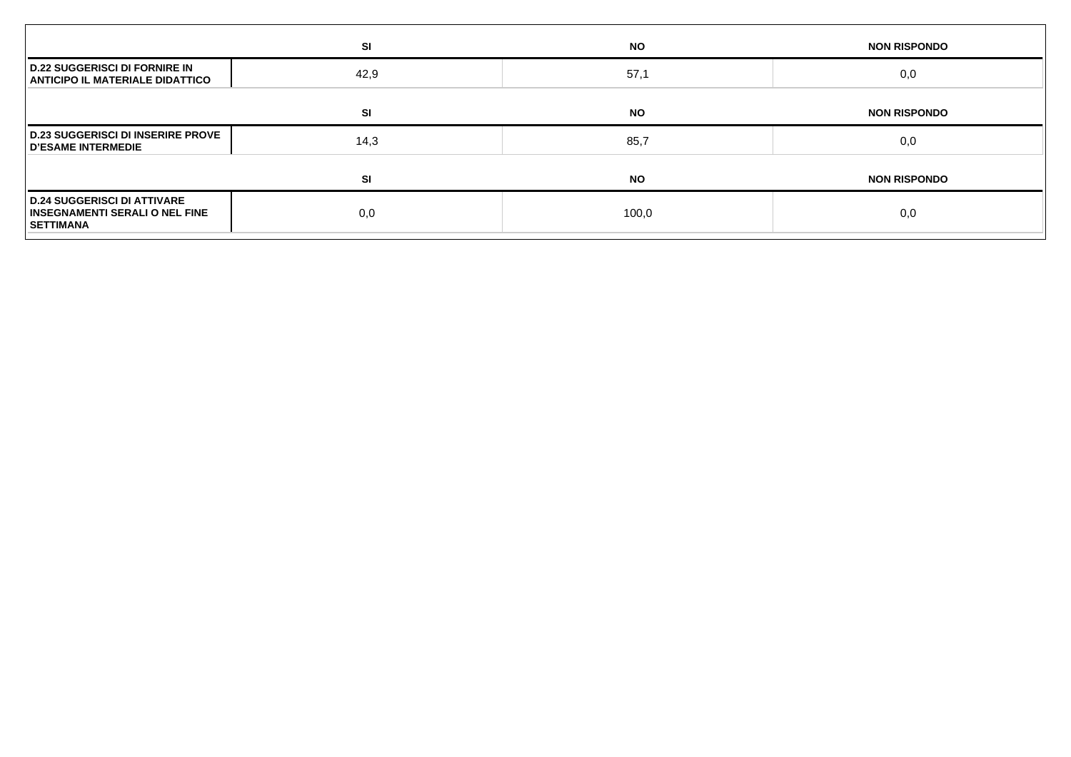| | SI | NO | NON RISPONDO |
|---|---|---|---|
| **D.22 SUGGERISCI DI FORNIRE IN ANTICIPO IL MATERIALE DIDATTICO** | 42,9 | 57,1 | 0,0 |

| | SI | NO | NON RISPONDO |
|---|---|---|---|
| **D.23 SUGGERISCI DI INSERIRE PROVE D'ESAME INTERMEDIE** | 14,3 | 85,7 | 0,0 |

| | SI | NO | NON RISPONDO |
|---|---|---|---|
| **D.24 SUGGERISCI DI ATTIVARE INSEGNAMENTI SERALI O NEL FINE SETTIMANA** | 0,0 | 100,0 | 0,0 |